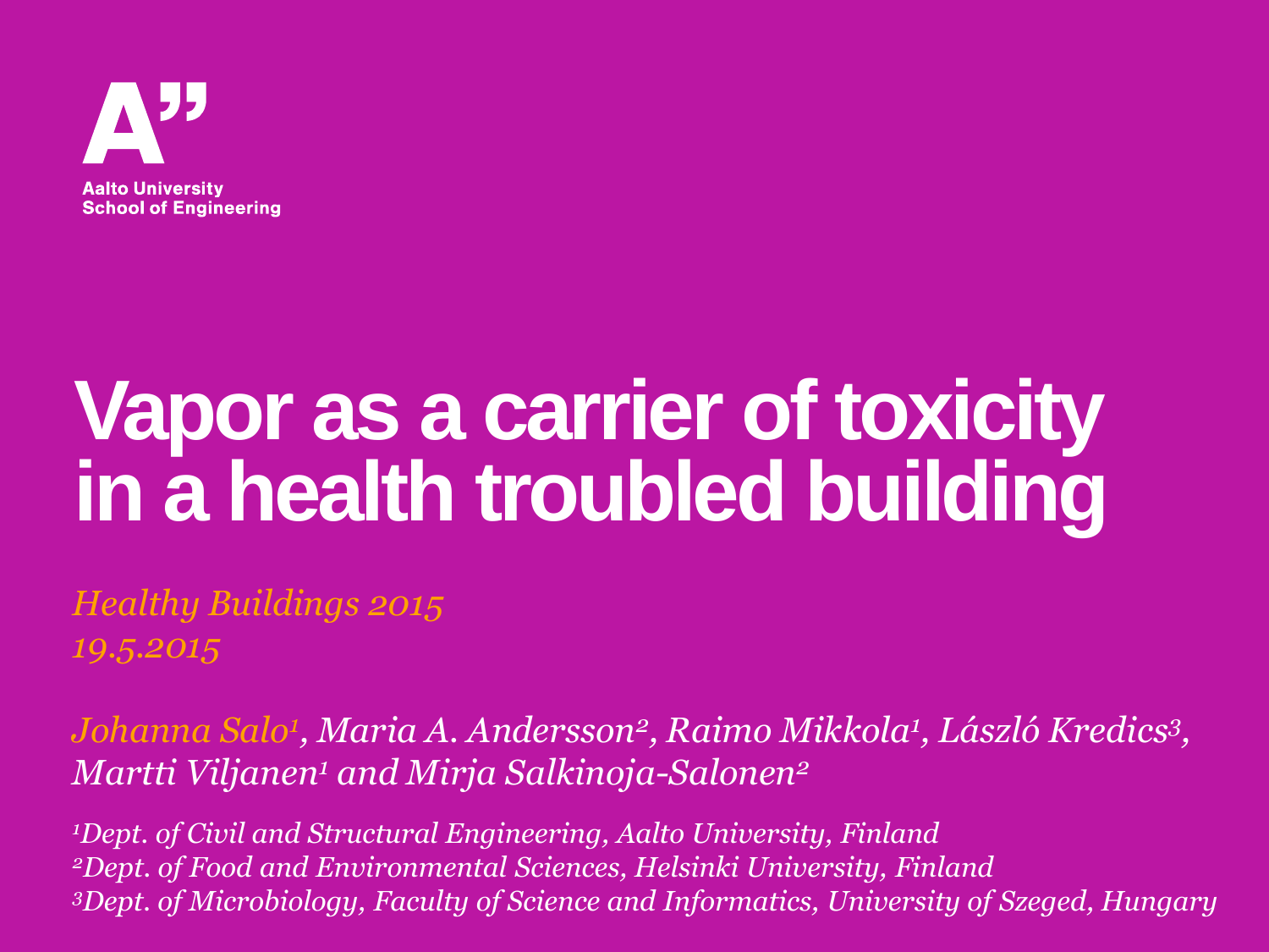Aalto University
School of Engineering

# Vapor as a carrier of toxicity in a health troubled building

*Healthy Buildings 2015*
*19.5.2015*

*Johanna Salo[1], Maria A. Andersson[2], Raimo Mikkola[1], László Kredics[3], Martti Viljanen[1] and Mirja Salkinoja-Salonen[2]*

*[1]Dept. of Civil and Structural Engineering, Aalto University, Finland*
*[2]Dept. of Food and Environmental Sciences, Helsinki University, Finland*
*[3]Dept. of Microbiology, Faculty of Science and Informatics, University of Szeged, Hungary*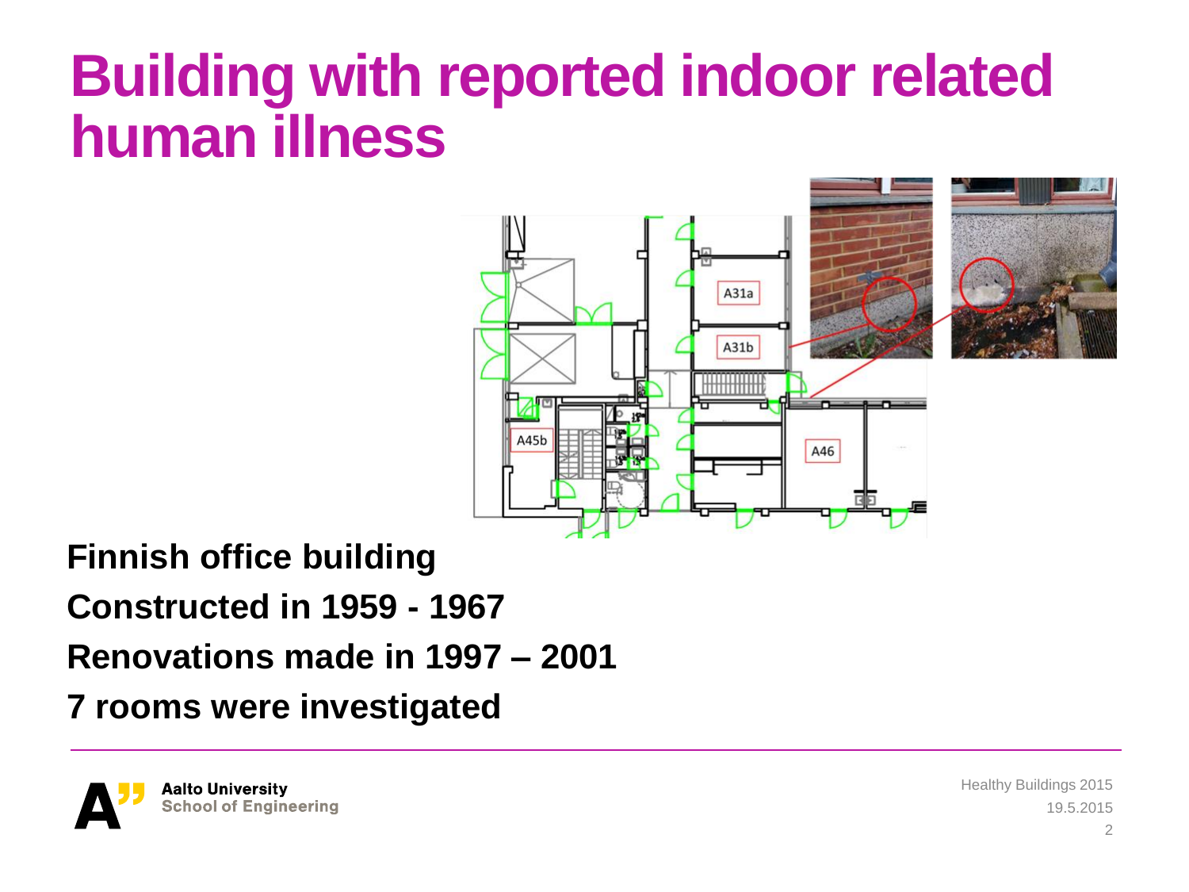# Building with reported indoor related human illness

**Finnish office building**

**Constructed in 1959 - 1967**

**Renovations made in 1997 – 2001**

**7 rooms were investigated**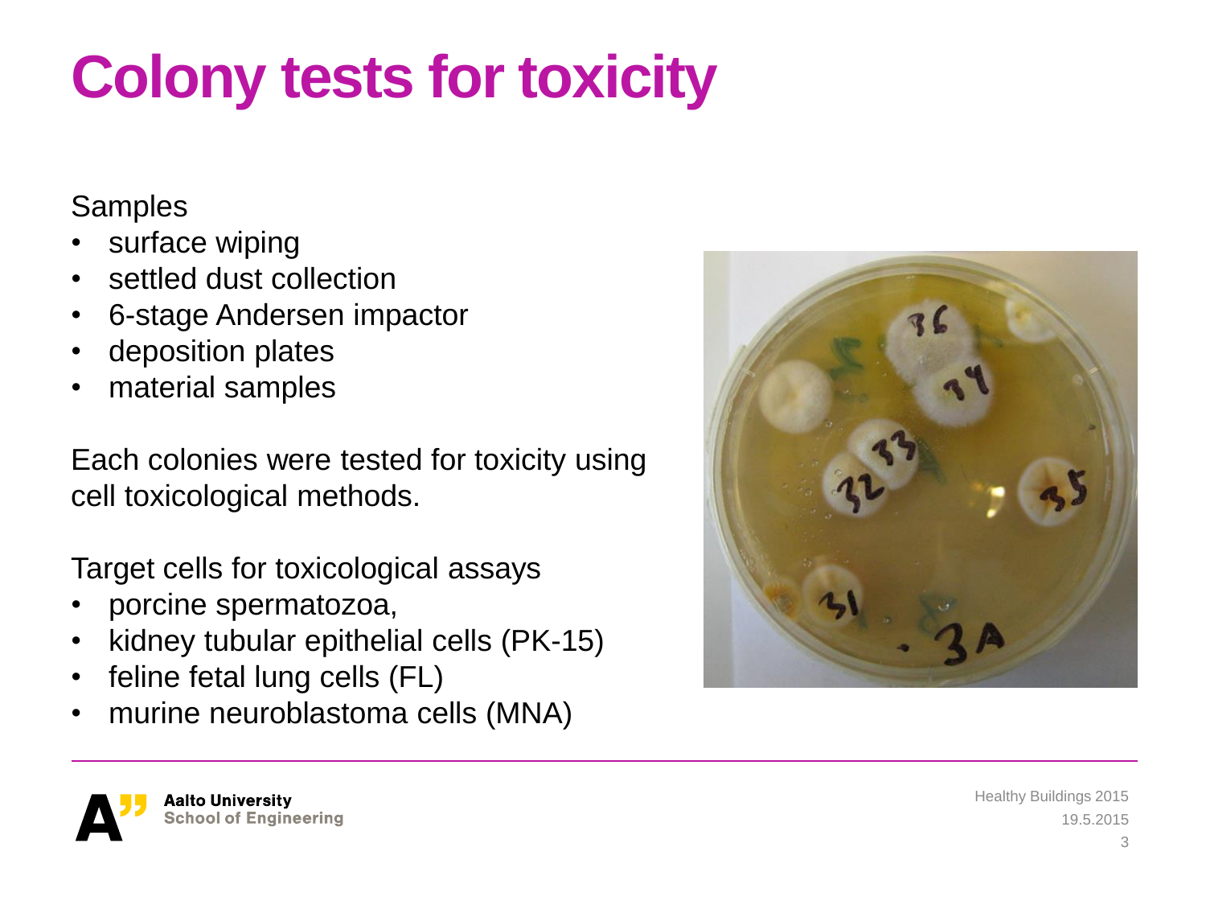# Colony tests for toxicity

Samples

- surface wiping
- settled dust collection
- 6-stage Andersen impactor
- deposition plates
- material samples

Each colonies were tested for toxicity using cell toxicological methods.

Target cells for toxicological assays

- porcine spermatozoa,
- kidney tubular epithelial cells (PK-15)
- feline fetal lung cells (FL)
- murine neuroblastoma cells (MNA)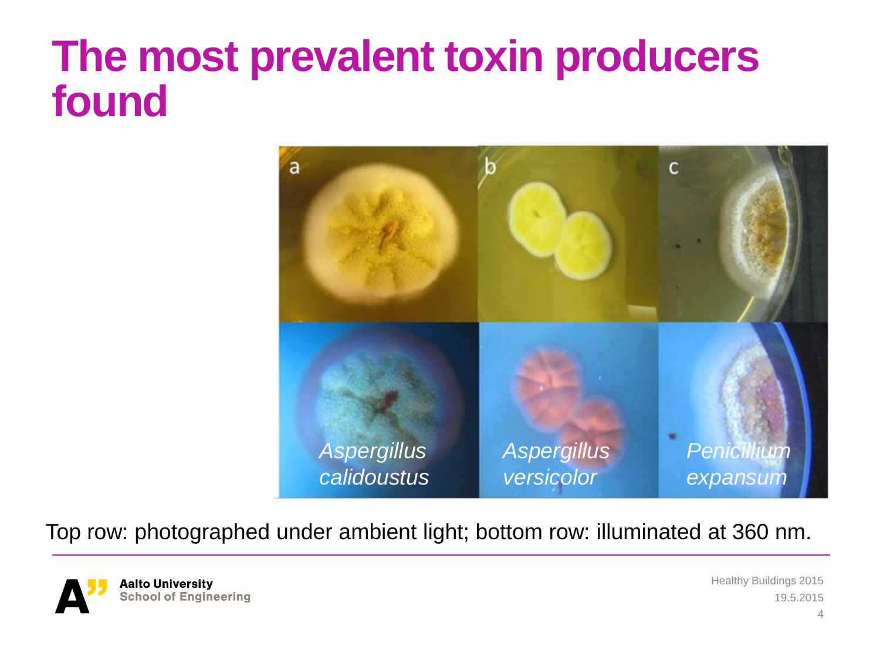# The most prevalent toxin producers found

a — *Aspergillus calidoustus*

b — *Aspergillus versicolor*

c — *Penicillium expansum*

Top row: photographed under ambient light; bottom row: illuminated at 360 nm.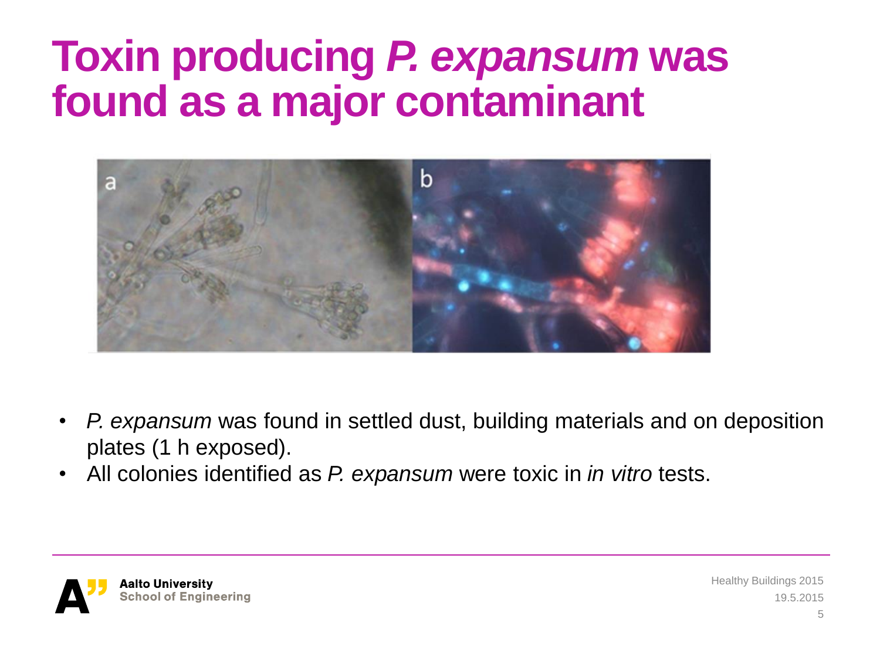# Toxin producing *P. expansum* was found as a major contaminant

- *P. expansum* was found in settled dust, building materials and on deposition plates (1 h exposed).
- All colonies identified as *P. expansum* were toxic in *in vitro* tests.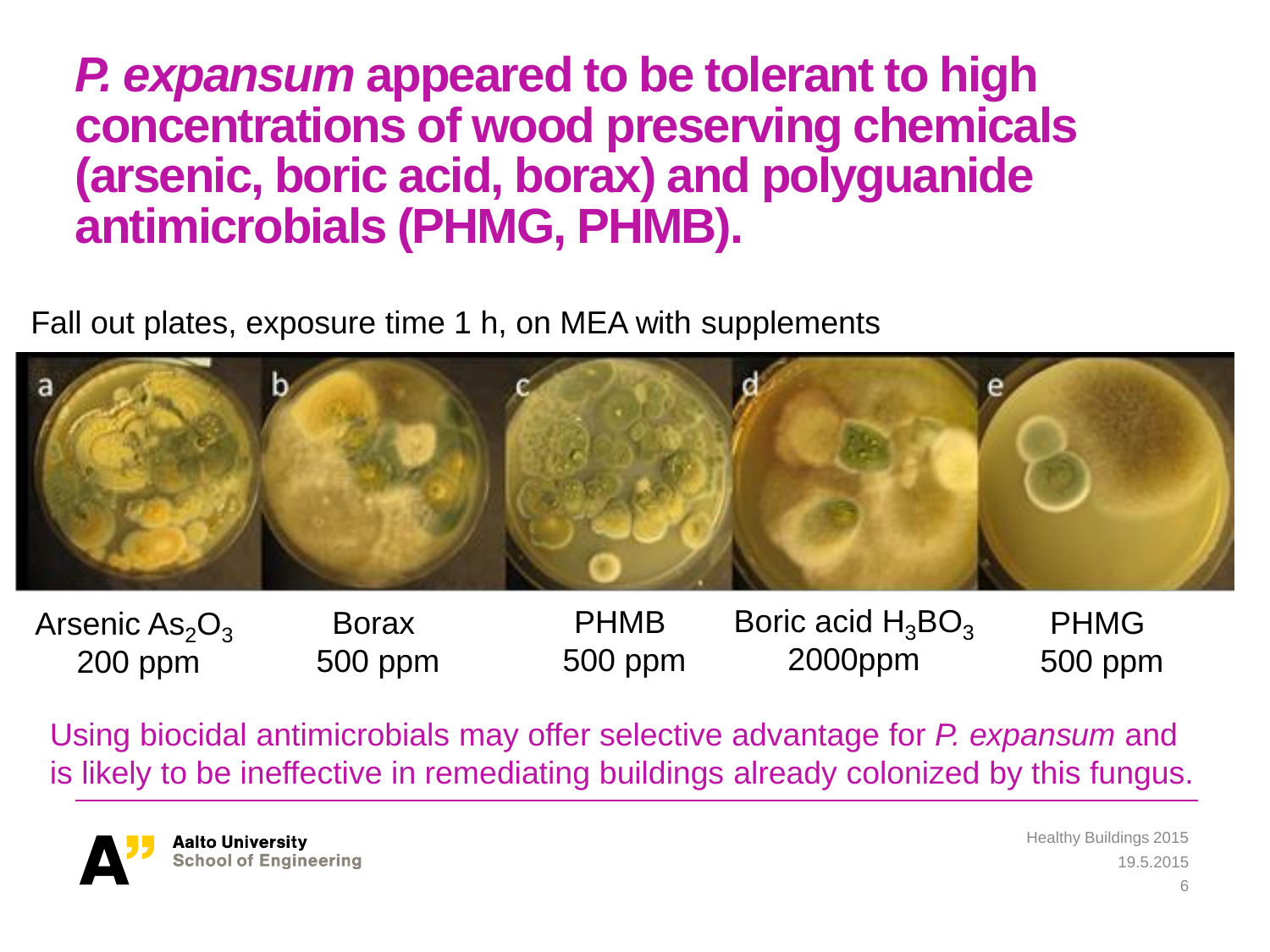# *P. expansum* appeared to be tolerant to high concentrations of wood preserving chemicals (arsenic, boric acid, borax) and polyguanide antimicrobials (PHMG, PHMB).

Fall out plates, exposure time 1 h, on MEA with supplements

| a | b | c | d | e |
|---|---|---|---|---|
| Arsenic $As_2O_3$ 200 ppm | Borax 500 ppm | PHMB 500 ppm | Boric acid $H_3BO_3$ 2000ppm | PHMG 500 ppm |

Using biocidal antimicrobials may offer selective advantage for *P. expansum* and is likely to be ineffective in remediating buildings already colonized by this fungus.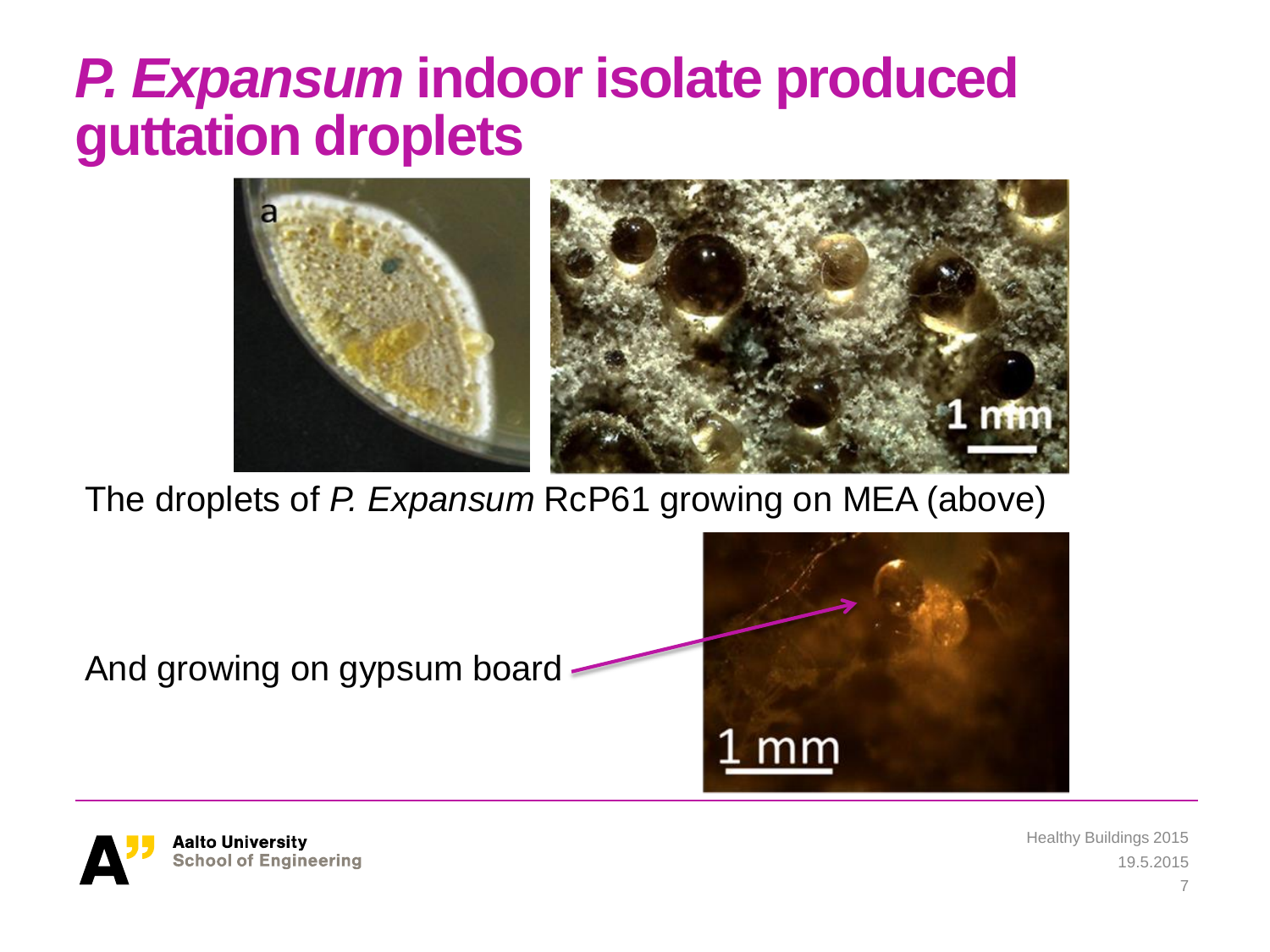# *P. Expansum* indoor isolate produced guttation droplets

The droplets of *P. Expansum* RcP61 growing on MEA (above)

And growing on gypsum board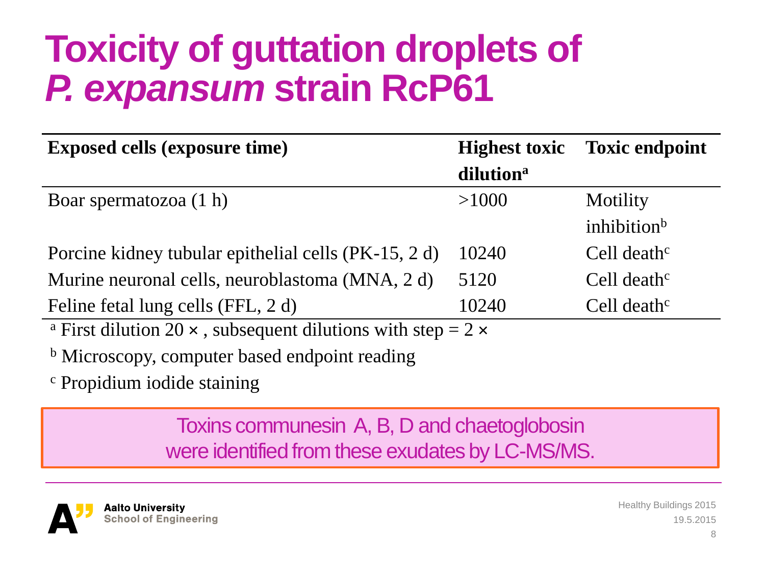# Toxicity of guttation droplets of *P. expansum* strain RcP61

| Exposed cells (exposure time) | Highest toxic dilution[a] | Toxic endpoint |
|---|---|---|
| Boar spermatozoa (1 h) | >1000 | Motility inhibition[b] |
| Porcine kidney tubular epithelial cells (PK-15, 2 d) | 10240 | Cell death[c] |
| Murine neuronal cells, neuroblastoma (MNA, 2 d) | 5120 | Cell death[c] |
| Feline fetal lung cells (FFL, 2 d) | 10240 | Cell death[c] |

[a] First dilution 20 ×, subsequent dilutions with step = 2 ×

[b] Microscopy, computer based endpoint reading

[c] Propidium iodide staining

Toxins communesin A, B, D and chaetoglobosin were identified from these exudates by LC-MS/MS.

Aalto University
School of Engineering

Healthy Buildings 2015
19.5.2015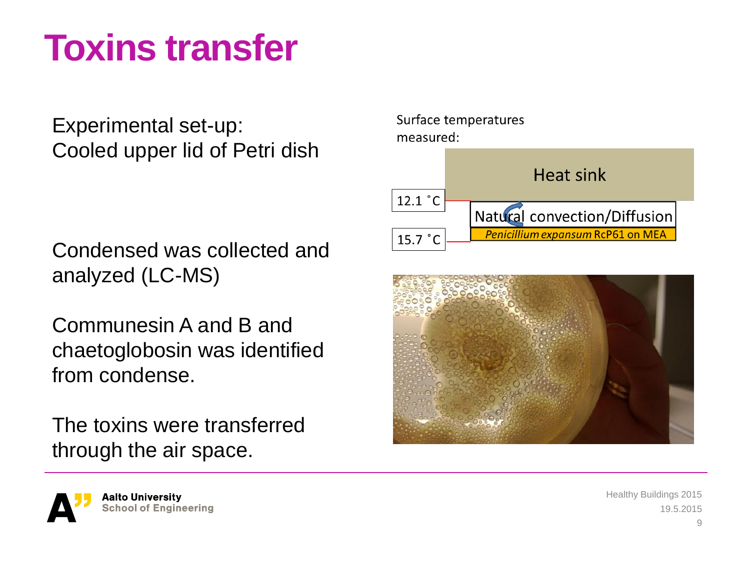# Toxins transfer

Experimental set-up:
Cooled upper lid of Petri dish

Surface temperatures measured:

Heat sink

12.1 ˚C

Natural convection/Diffusion

15.7 ˚C

*Penicillium expansum* RcP61 on MEA

Condensed was collected and analyzed (LC-MS)

Communesin A and B and chaetoglobosin was identified from condense.

The toxins were transferred through the air space.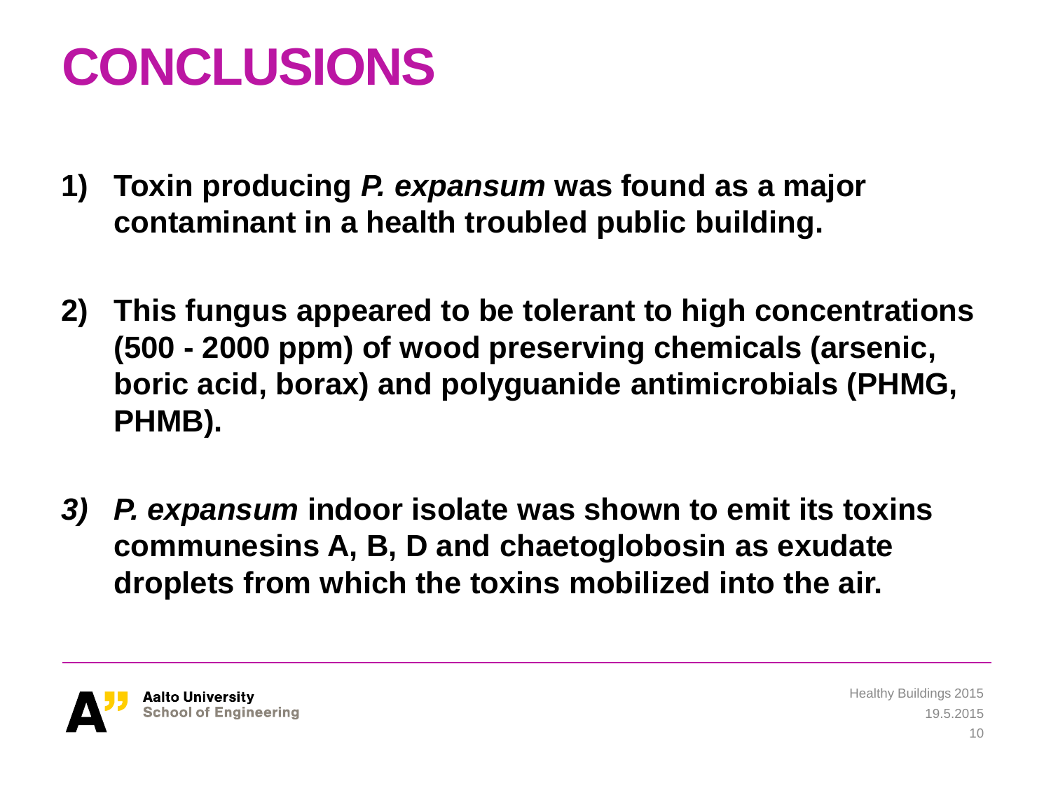# CONCLUSIONS

1) **Toxin producing *P. expansum* was found as a major contaminant in a health troubled public building.**

2) **This fungus appeared to be tolerant to high concentrations (500 - 2000 ppm) of wood preserving chemicals (arsenic, boric acid, borax) and polyguanide antimicrobials (PHMG, PHMB).**

3) ***P. expansum* indoor isolate was shown to emit its toxins communesins A, B, D and chaetoglobosin as exudate droplets from which the toxins mobilized into the air.**

Aalto University
School of Engineering

Healthy Buildings 2015
19.5.2015